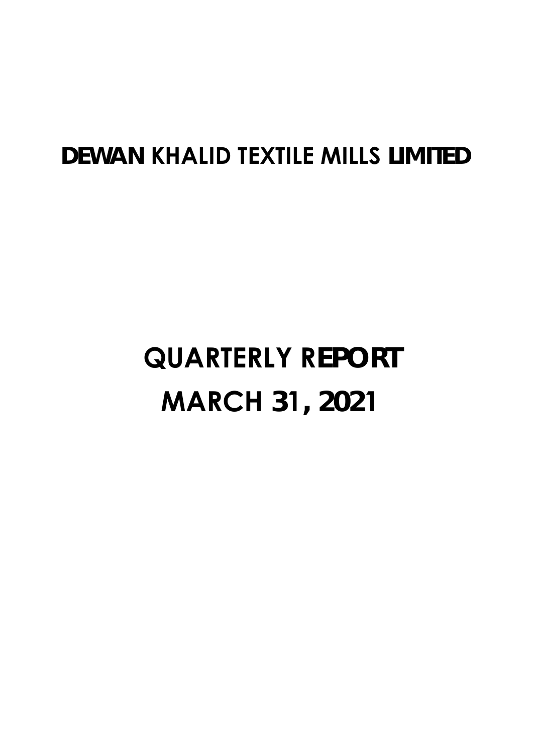# DEWAN KHALID TEXTILE MILLS LIMITED

# QUARTERLY REPORT
# MARCH 31, 2021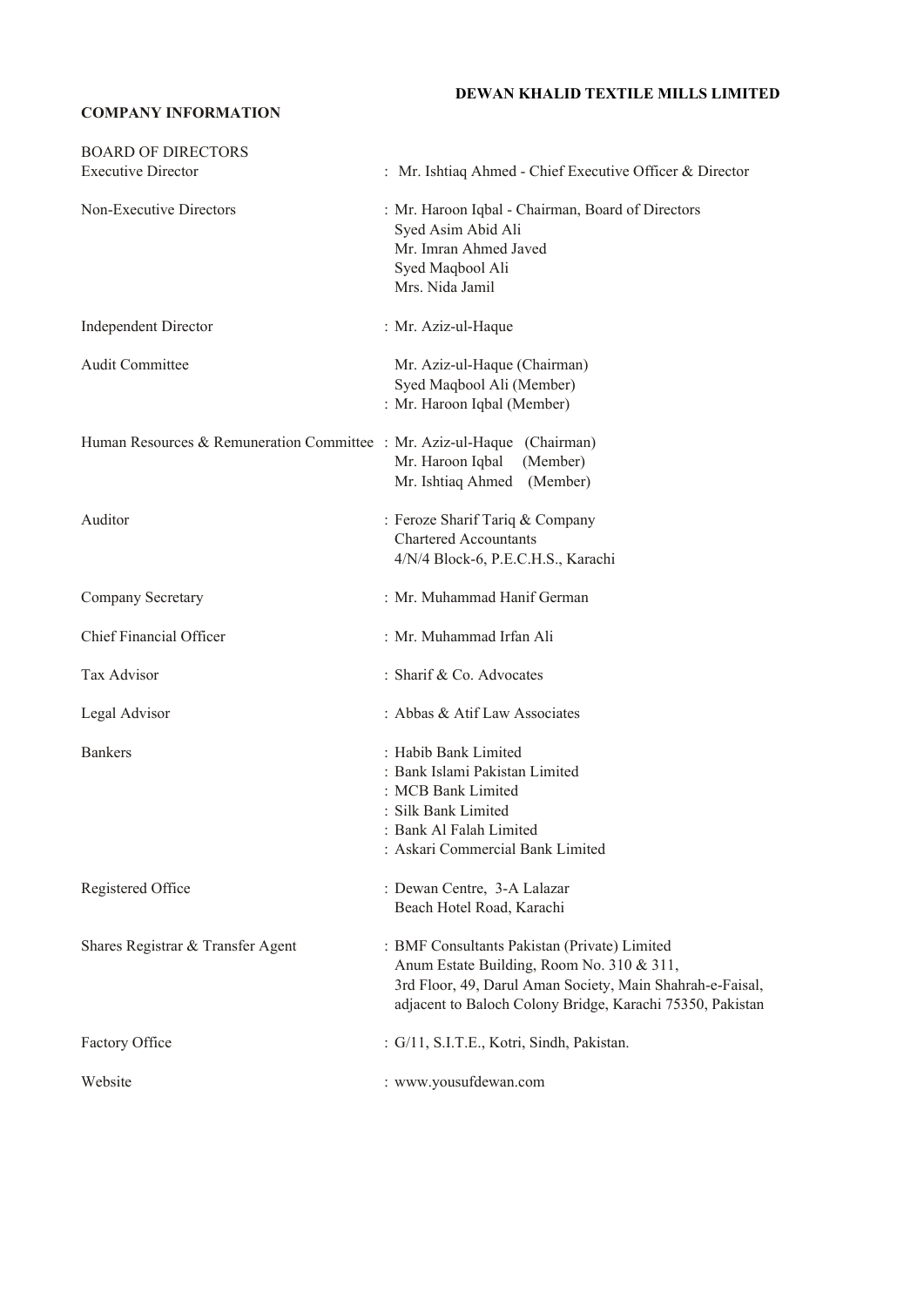**DEWAN KHALID TEXTILE MILLS LIMITED**

## COMPANY INFORMATION

| | |
|---|---|
| BOARD OF DIRECTORS | |
| Executive Director | : Mr. Ishtiaq Ahmed - Chief Executive Officer & Director |
| Non-Executive Directors | : Mr. Haroon Iqbal - Chairman, Board of Directors<br>Syed Asim Abid Ali<br>Mr. Imran Ahmed Javed<br>Syed Maqbool Ali<br>Mrs. Nida Jamil |
| Independent Director | : Mr. Aziz-ul-Haque |
| Audit Committee | Mr. Aziz-ul-Haque (Chairman)<br>Syed Maqbool Ali (Member)<br>: Mr. Haroon Iqbal (Member) |
| Human Resources & Remuneration Committee | : Mr. Aziz-ul-Haque (Chairman)<br>Mr. Haroon Iqbal (Member)<br>Mr. Ishtiaq Ahmed (Member) |
| Auditor | : Feroze Sharif Tariq & Company<br>Chartered Accountants<br>4/N/4 Block-6, P.E.C.H.S., Karachi |
| Company Secretary | : Mr. Muhammad Hanif German |
| Chief Financial Officer | : Mr. Muhammad Irfan Ali |
| Tax Advisor | : Sharif & Co. Advocates |
| Legal Advisor | : Abbas & Atif Law Associates |
| Bankers | : Habib Bank Limited<br>: Bank Islami Pakistan Limited<br>: MCB Bank Limited<br>: Silk Bank Limited<br>: Bank Al Falah Limited<br>: Askari Commercial Bank Limited |
| Registered Office | : Dewan Centre, 3-A Lalazar<br>Beach Hotel Road, Karachi |
| Shares Registrar & Transfer Agent | : BMF Consultants Pakistan (Private) Limited<br>Anum Estate Building, Room No. 310 & 311,<br>3rd Floor, 49, Darul Aman Society, Main Shahrah-e-Faisal,<br>adjacent to Baloch Colony Bridge, Karachi 75350, Pakistan |
| Factory Office | : G/11, S.I.T.E., Kotri, Sindh, Pakistan. |
| Website | : www.yousufdewan.com |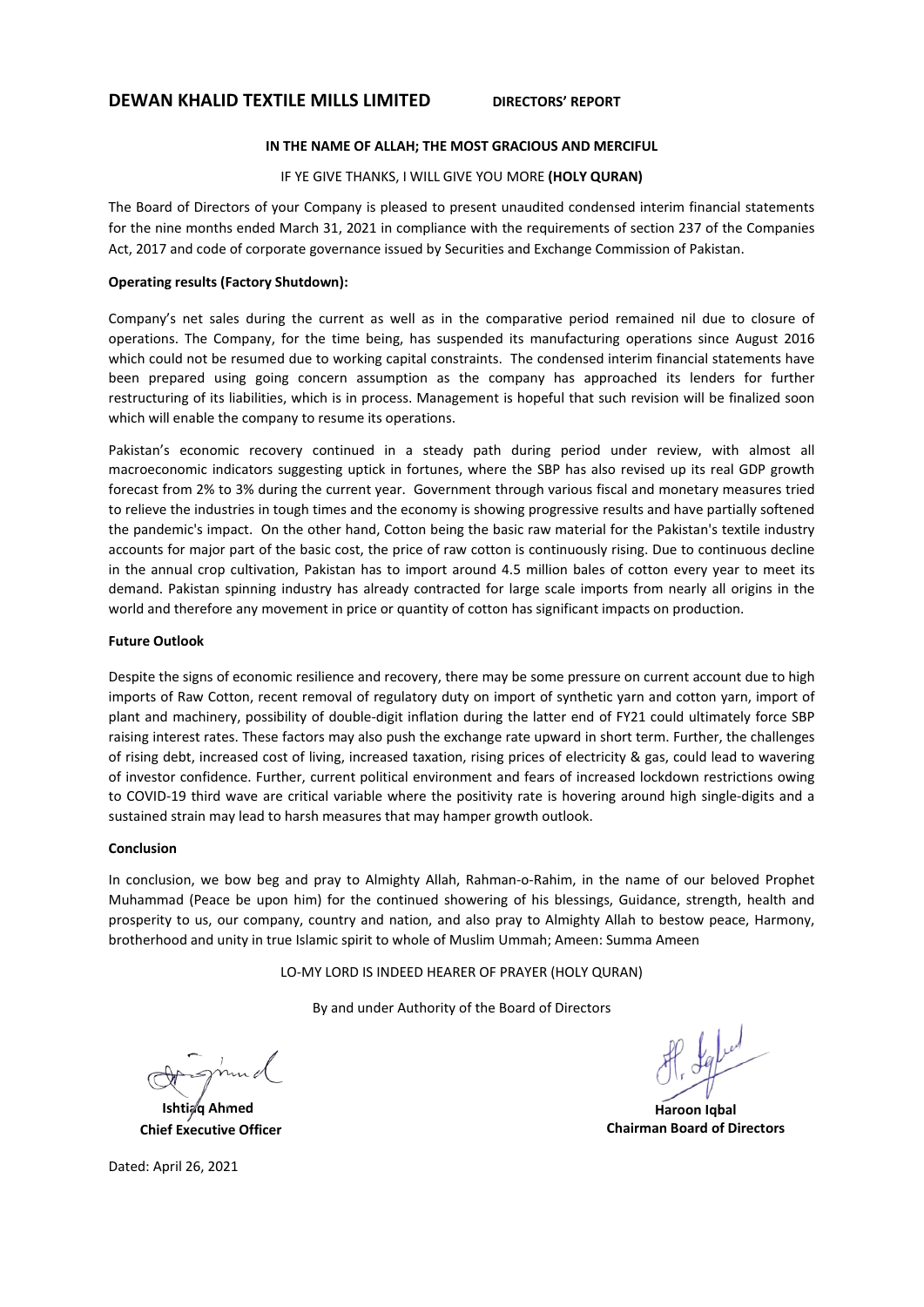# DEWAN KHALID TEXTILE MILLS LIMITED **DIRECTORS' REPORT**

**IN THE NAME OF ALLAH; THE MOST GRACIOUS AND MERCIFUL**

IF YE GIVE THANKS, I WILL GIVE YOU MORE **(HOLY QURAN)**

The Board of Directors of your Company is pleased to present unaudited condensed interim financial statements for the nine months ended March 31, 2021 in compliance with the requirements of section 237 of the Companies Act, 2017 and code of corporate governance issued by Securities and Exchange Commission of Pakistan.

**Operating results (Factory Shutdown):**

Company's net sales during the current as well as in the comparative period remained nil due to closure of operations. The Company, for the time being, has suspended its manufacturing operations since August 2016 which could not be resumed due to working capital constraints. The condensed interim financial statements have been prepared using going concern assumption as the company has approached its lenders for further restructuring of its liabilities, which is in process. Management is hopeful that such revision will be finalized soon which will enable the company to resume its operations.

Pakistan's economic recovery continued in a steady path during period under review, with almost all macroeconomic indicators suggesting uptick in fortunes, where the SBP has also revised up its real GDP growth forecast from 2% to 3% during the current year. Government through various fiscal and monetary measures tried to relieve the industries in tough times and the economy is showing progressive results and have partially softened the pandemic's impact. On the other hand, Cotton being the basic raw material for the Pakistan's textile industry accounts for major part of the basic cost, the price of raw cotton is continuously rising. Due to continuous decline in the annual crop cultivation, Pakistan has to import around 4.5 million bales of cotton every year to meet its demand. Pakistan spinning industry has already contracted for large scale imports from nearly all origins in the world and therefore any movement in price or quantity of cotton has significant impacts on production.

**Future Outlook**

Despite the signs of economic resilience and recovery, there may be some pressure on current account due to high imports of Raw Cotton, recent removal of regulatory duty on import of synthetic yarn and cotton yarn, import of plant and machinery, possibility of double-digit inflation during the latter end of FY21 could ultimately force SBP raising interest rates. These factors may also push the exchange rate upward in short term. Further, the challenges of rising debt, increased cost of living, increased taxation, rising prices of electricity & gas, could lead to wavering of investor confidence. Further, current political environment and fears of increased lockdown restrictions owing to COVID-19 third wave are critical variable where the positivity rate is hovering around high single-digits and a sustained strain may lead to harsh measures that may hamper growth outlook.

**Conclusion**

In conclusion, we bow beg and pray to Almighty Allah, Rahman-o-Rahim, in the name of our beloved Prophet Muhammad (Peace be upon him) for the continued showering of his blessings, Guidance, strength, health and prosperity to us, our company, country and nation, and also pray to Almighty Allah to bestow peace, Harmony, brotherhood and unity in true Islamic spirit to whole of Muslim Ummah; Ameen: Summa Ameen

LO-MY LORD IS INDEED HEARER OF PRAYER (HOLY QURAN)

By and under Authority of the Board of Directors

**Ishtiaq Ahmed**
**Chief Executive Officer**

**Haroon Iqbal**
**Chairman Board of Directors**

Dated: April 26, 2021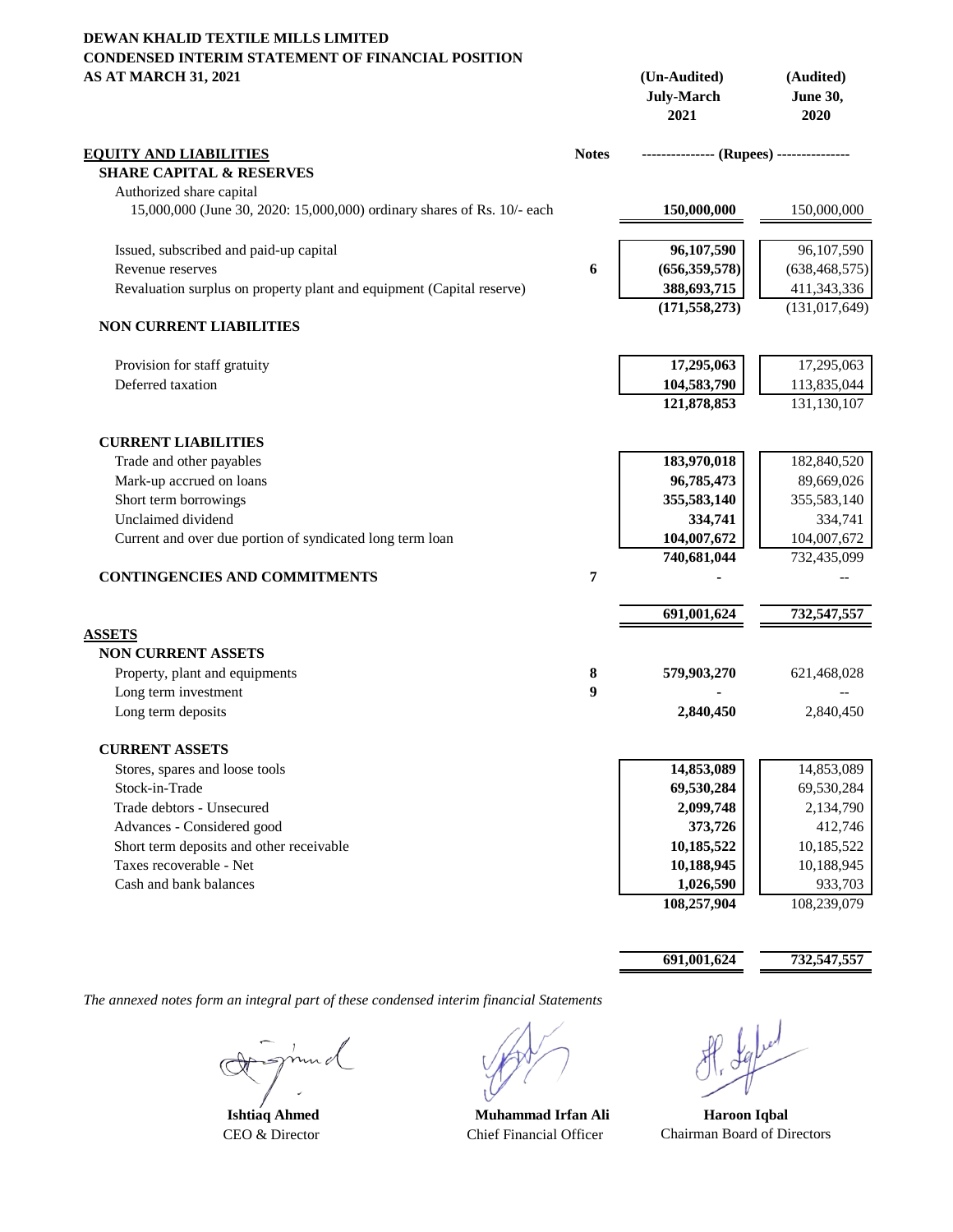**DEWAN KHALID TEXTILE MILLS LIMITED**
**CONDENSED INTERIM STATEMENT OF FINANCIAL POSITION**
**AS AT MARCH 31, 2021**

| | Notes | (Un-Audited) July-March 2021 | (Audited) June 30, 2020 |
|---|---|---|---|
| **EQUITY AND LIABILITIES** | | -------------- (Rupees) -------------- | |
| **SHARE CAPITAL & RESERVES** | | | |
| Authorized share capital | | | |
| 15,000,000 (June 30, 2020: 15,000,000) ordinary shares of Rs. 10/- each | | **150,000,000** | 150,000,000 |
| Issued, subscribed and paid-up capital | | **96,107,590** | 96,107,590 |
| Revenue reserves | 6 | **(656,359,578)** | (638,468,575) |
| Revaluation surplus on property plant and equipment (Capital reserve) | | **388,693,715** | 411,343,336 |
| | | **(171,558,273)** | (131,017,649) |
| **NON CURRENT LIABILITIES** | | | |
| Provision for staff gratuity | | **17,295,063** | 17,295,063 |
| Deferred taxation | | **104,583,790** | 113,835,044 |
| | | **121,878,853** | 131,130,107 |
| **CURRENT LIABILITIES** | | | |
| Trade and other payables | | **183,970,018** | 182,840,520 |
| Mark-up accrued on loans | | **96,785,473** | 89,669,026 |
| Short term borrowings | | **355,583,140** | 355,583,140 |
| Unclaimed dividend | | **334,741** | 334,741 |
| Current and over due portion of syndicated long term loan | | **104,007,672** | 104,007,672 |
| | | **740,681,044** | 732,435,099 |
| **CONTINGENCIES AND COMMITMENTS** | 7 | **-** | -- |
| | | **691,001,624** | **732,547,557** |
| **ASSETS** | | | |
| **NON CURRENT ASSETS** | | | |
| Property, plant and equipments | 8 | **579,903,270** | 621,468,028 |
| Long term investment | 9 | **-** | -- |
| Long term deposits | | **2,840,450** | 2,840,450 |
| **CURRENT ASSETS** | | | |
| Stores, spares and loose tools | | **14,853,089** | 14,853,089 |
| Stock-in-Trade | | **69,530,284** | 69,530,284 |
| Trade debtors - Unsecured | | **2,099,748** | 2,134,790 |
| Advances - Considered good | | **373,726** | 412,746 |
| Short term deposits and other receivable | | **10,185,522** | 10,185,522 |
| Taxes recoverable - Net | | **10,188,945** | 10,188,945 |
| Cash and bank balances | | **1,026,590** | 933,703 |
| | | **108,257,904** | 108,239,079 |
| | | **691,001,624** | **732,547,557** |

*The annexed notes form an integral part of these condensed interim financial Statements*

| **Ishtiaq Ahmed** | **Muhammad Irfan Ali** | **Haroon Iqbal** |
|---|---|---|
| CEO & Director | Chief Financial Officer | Chairman Board of Directors |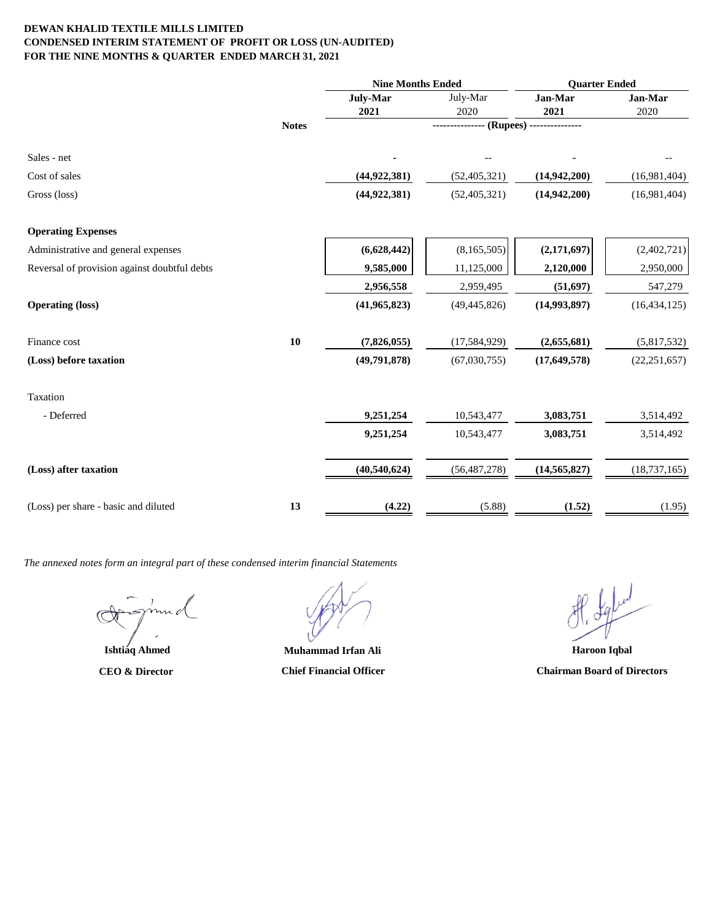**DEWAN KHALID TEXTILE MILLS LIMITED**
**CONDENSED INTERIM STATEMENT OF PROFIT OR LOSS (UN-AUDITED)**
**FOR THE NINE MONTHS & QUARTER ENDED MARCH 31, 2021**

| | | Nine Months Ended | | Quarter Ended | |
|---|---|---|---|---|---|
| | | **July-Mar 2021** | July-Mar 2020 | **Jan-Mar 2021** | **Jan-Mar** 2020 |
| | **Notes** | -------------- **(Rupees)** -------------- | | | |
| Sales - net | | **-** | -- | **-** | -- |
| Cost of sales | | **(44,922,381)** | (52,405,321) | **(14,942,200)** | (16,981,404) |
| Gross (loss) | | **(44,922,381)** | (52,405,321) | **(14,942,200)** | (16,981,404) |
| **Operating Expenses** | | | | | |
| Administrative and general expenses | | **(6,628,442)** | (8,165,505) | **(2,171,697)** | (2,402,721) |
| Reversal of provision against doubtful debts | | **9,585,000** | 11,125,000 | **2,120,000** | 2,950,000 |
| | | **2,956,558** | 2,959,495 | **(51,697)** | 547,279 |
| **Operating (loss)** | | **(41,965,823)** | (49,445,826) | **(14,993,897)** | (16,434,125) |
| Finance cost | **10** | **(7,826,055)** | (17,584,929) | **(2,655,681)** | (5,817,532) |
| **(Loss) before taxation** | | **(49,791,878)** | (67,030,755) | **(17,649,578)** | (22,251,657) |
| Taxation | | | | | |
| - Deferred | | **9,251,254** | 10,543,477 | **3,083,751** | 3,514,492 |
| | | **9,251,254** | 10,543,477 | **3,083,751** | 3,514,492 |
| **(Loss) after taxation** | | **(40,540,624)** | (56,487,278) | **(14,565,827)** | (18,737,165) |
| (Loss) per share - basic and diluted | **13** | **(4.22)** | (5.88) | **(1.52)** | (1.95) |

*The annexed notes form an integral part of these condensed interim financial Statements*

| **Ishtiaq Ahmed** | **Muhammad Irfan Ali** | **Haroon Iqbal** |
|---|---|---|
| **CEO & Director** | **Chief Financial Officer** | **Chairman Board of Directors** |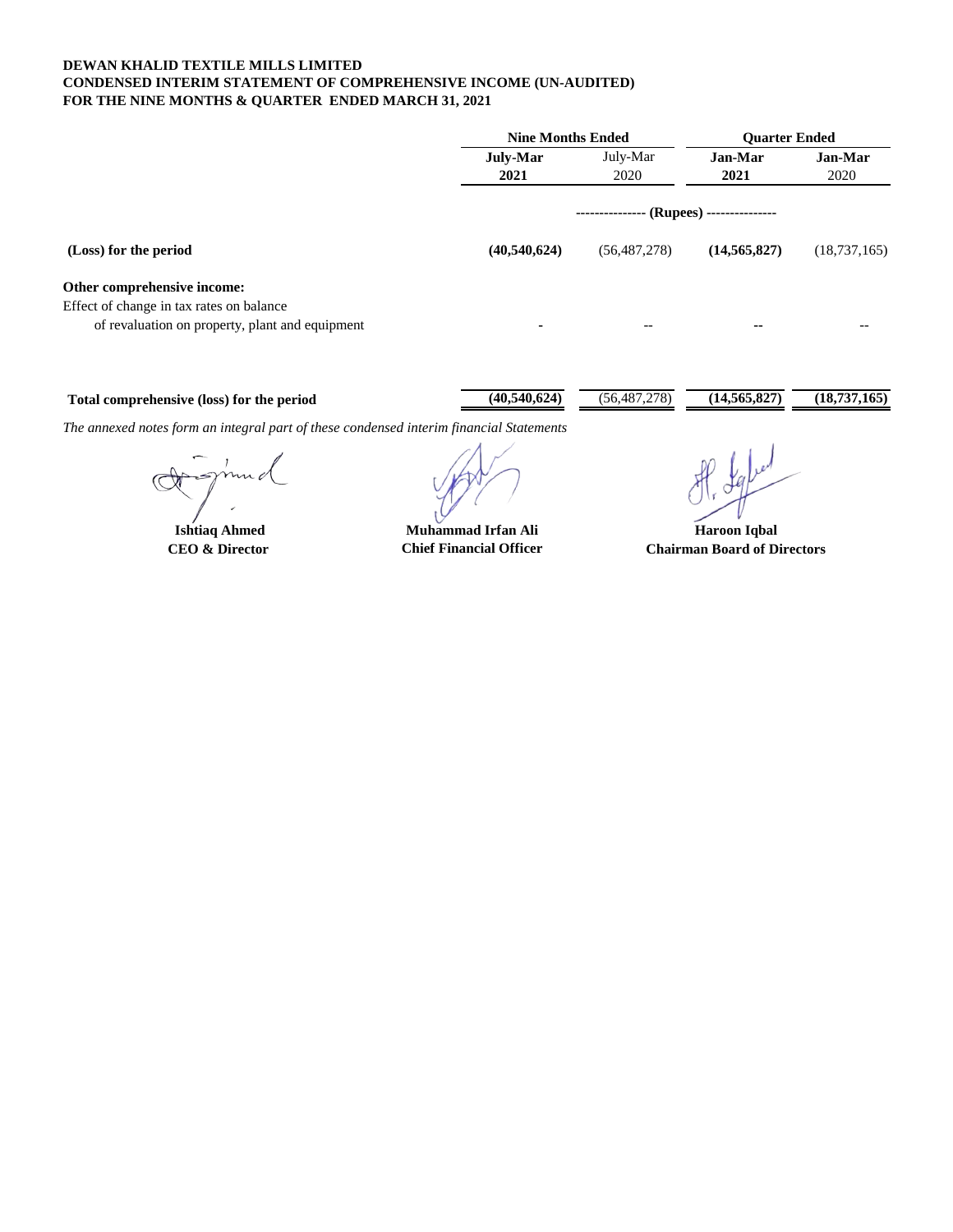**DEWAN KHALID TEXTILE MILLS LIMITED**
**CONDENSED INTERIM STATEMENT OF COMPREHENSIVE INCOME (UN-AUDITED)**
**FOR THE NINE MONTHS & QUARTER ENDED MARCH 31, 2021**

| | Nine Months Ended | | Quarter Ended | |
|---|---|---|---|---|
| | **July-Mar 2021** | July-Mar 2020 | **Jan-Mar 2021** | **Jan-Mar** 2020 |
| | --------------- (Rupees) --------------- | | | |
| **(Loss) for the period** | **(40,540,624)** | (56,487,278) | **(14,565,827)** | (18,737,165) |
| **Other comprehensive income:** | | | | |
| Effect of change in tax rates on balance of revaluation on property, plant and equipment | - | -- | -- | -- |
| **Total comprehensive (loss) for the period** | **(40,540,624)** | (56,487,278) | **(14,565,827)** | **(18,737,165)** |

*The annexed notes form an integral part of these condensed interim financial Statements*

| **Ishtiaq Ahmed** | **Muhammad Irfan Ali** | **Haroon Iqbal** |
|---|---|---|
| **CEO & Director** | **Chief Financial Officer** | **Chairman Board of Directors** |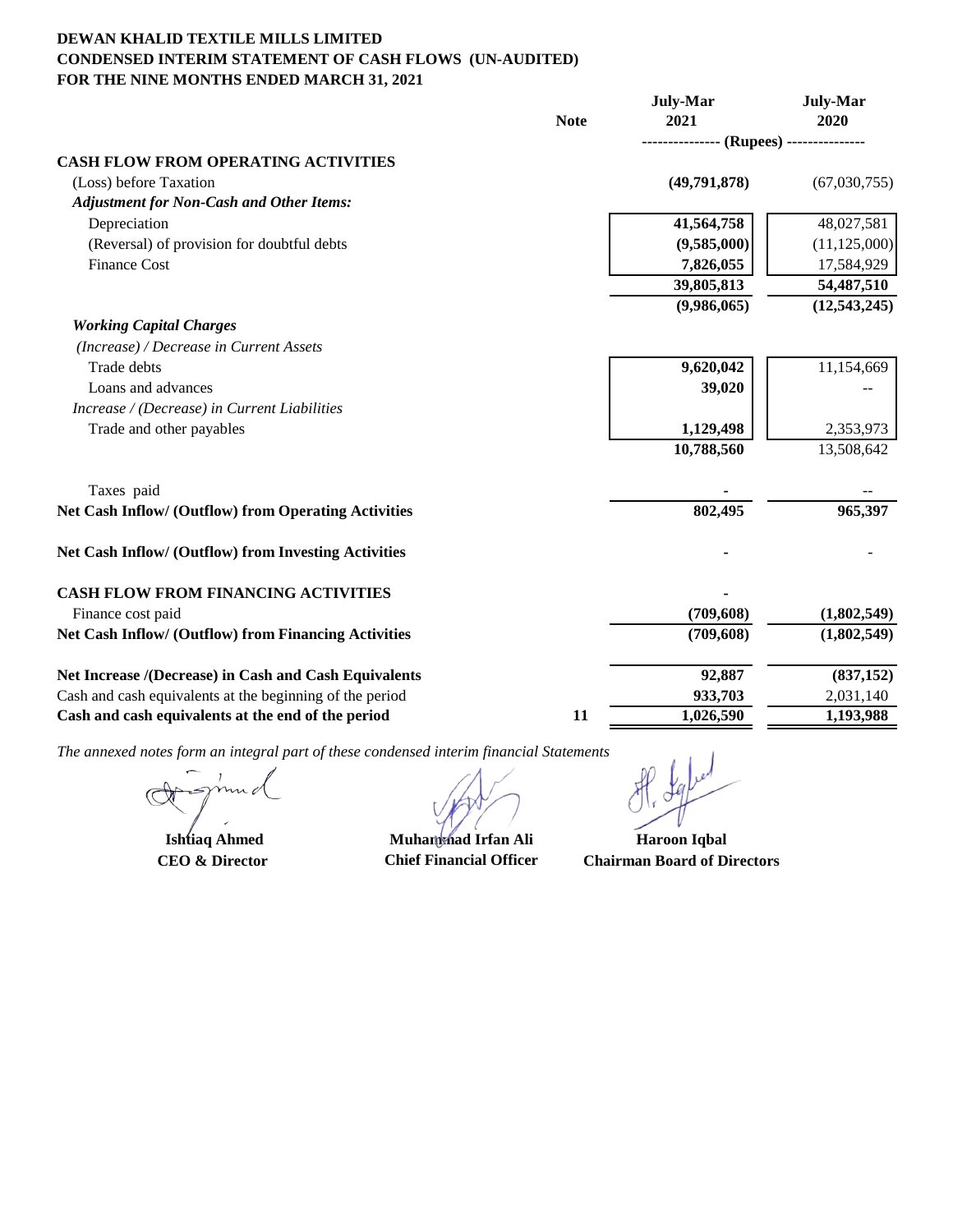**DEWAN KHALID TEXTILE MILLS LIMITED**
**CONDENSED INTERIM STATEMENT OF CASH FLOWS (UN-AUDITED)**
**FOR THE NINE MONTHS ENDED MARCH 31, 2021**

| | Note | July-Mar 2021 | July-Mar 2020 |
|---|---|---|---|
| | | -------------- (Rupees) -------------- | |
| **CASH FLOW FROM OPERATING ACTIVITIES** | | | |
| (Loss) before Taxation | | **(49,791,878)** | (67,030,755) |
| ***Adjustment for Non-Cash and Other Items:*** | | | |
| Depreciation | | **41,564,758** | 48,027,581 |
| (Reversal) of provision for doubtful debts | | **(9,585,000)** | (11,125,000) |
| Finance Cost | | **7,826,055** | 17,584,929 |
| | | **39,805,813** | **54,487,510** |
| | | **(9,986,065)** | **(12,543,245)** |
| ***Working Capital Charges*** | | | |
| *(Increase) / Decrease in Current Assets* | | | |
| Trade debts | | **9,620,042** | 11,154,669 |
| Loans and advances | | **39,020** | -- |
| *Increase / (Decrease) in Current Liabilities* | | | |
| Trade and other payables | | **1,129,498** | 2,353,973 |
| | | **10,788,560** | 13,508,642 |
| Taxes paid | | **-** | -- |
| **Net Cash Inflow/ (Outflow) from Operating Activities** | | **802,495** | **965,397** |
| **Net Cash Inflow/ (Outflow) from Investing Activities** | | **-** | - |
| **CASH FLOW FROM FINANCING ACTIVITIES** | | **-** | |
| Finance cost paid | | **(709,608)** | **(1,802,549)** |
| **Net Cash Inflow/ (Outflow) from Financing Activities** | | **(709,608)** | **(1,802,549)** |
| **Net Increase /(Decrease) in Cash and Cash Equivalents** | | **92,887** | **(837,152)** |
| Cash and cash equivalents at the beginning of the period | | **933,703** | 2,031,140 |
| **Cash and cash equivalents at the end of the period** | **11** | **1,026,590** | **1,193,988** |

*The annexed notes form an integral part of these condensed interim financial Statements*

| **Ishtiaq Ahmed** | **Muhammad Irfan Ali** | **Haroon Iqbal** |
|---|---|---|
| **CEO & Director** | **Chief Financial Officer** | **Chairman Board of Directors** |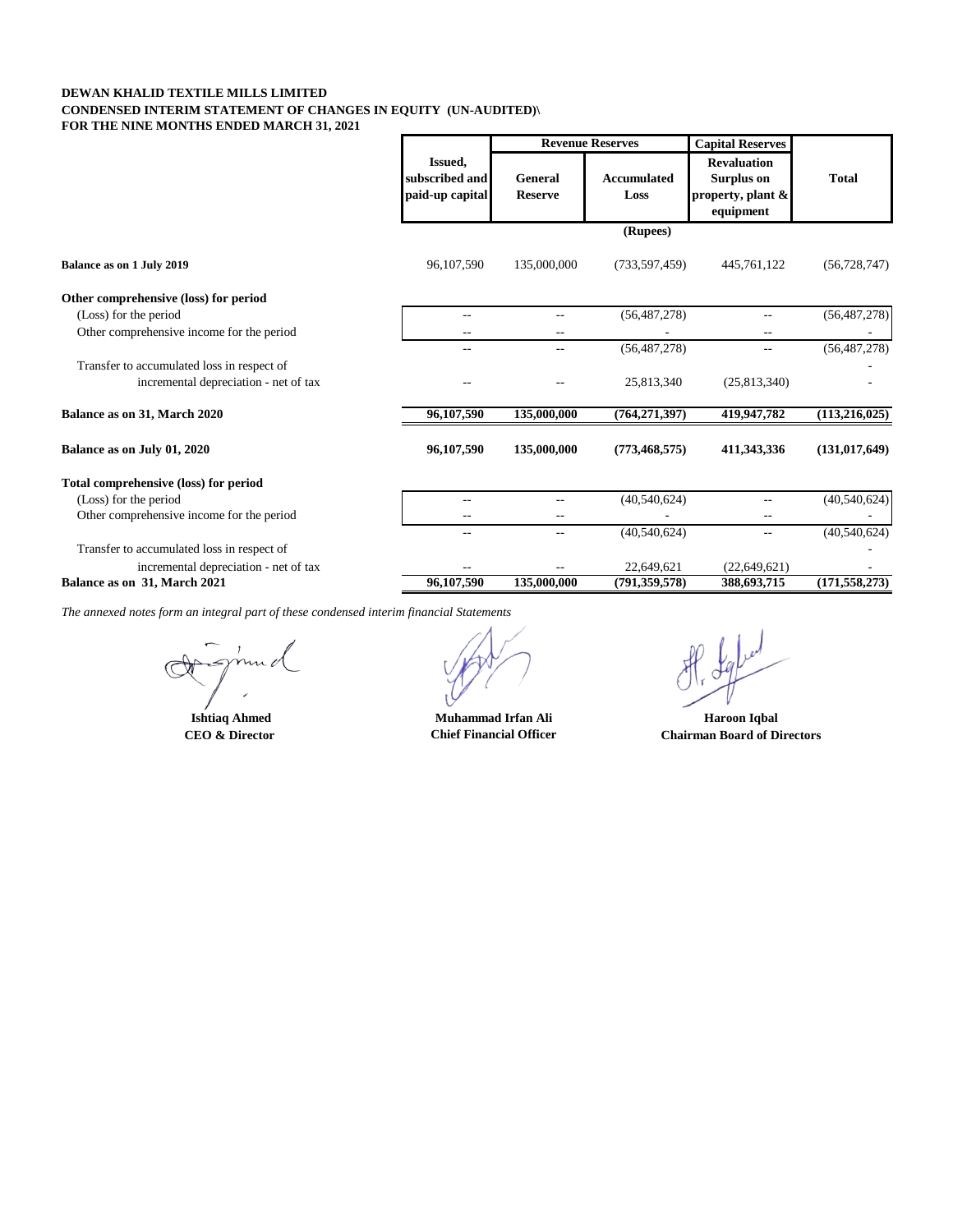**DEWAN KHALID TEXTILE MILLS LIMITED**
**CONDENSED INTERIM STATEMENT OF CHANGES IN EQUITY (UN-AUDITED)\**
**FOR THE NINE MONTHS ENDED MARCH 31, 2021**

| | Issued, subscribed and paid-up capital | Revenue Reserves | | Capital Reserves | Total |
|---|---|---|---|---|---|
| | | General Reserve | Accumulated Loss | Revaluation Surplus on property, plant & equipment | |
| | | | (Rupees) | | |
| **Balance as on 1 July 2019** | 96,107,590 | 135,000,000 | (733,597,459) | 445,761,122 | (56,728,747) |
| **Other comprehensive (loss) for period** | | | | | |
| (Loss) for the period | -- | -- | (56,487,278) | -- | (56,487,278) |
| Other comprehensive income for the period | -- | -- | - | -- | - |
| | -- | -- | (56,487,278) | -- | (56,487,278) |
| Transfer to accumulated loss in respect of | | | | | - |
| incremental depreciation - net of tax | -- | -- | 25,813,340 | (25,813,340) | - |
| **Balance as on 31, March 2020** | **96,107,590** | **135,000,000** | **(764,271,397)** | **419,947,782** | **(113,216,025)** |
| **Balance as on July 01, 2020** | **96,107,590** | **135,000,000** | **(773,468,575)** | **411,343,336** | **(131,017,649)** |
| **Total comprehensive (loss) for period** | | | | | |
| (Loss) for the period | -- | -- | (40,540,624) | -- | (40,540,624) |
| Other comprehensive income for the period | -- | -- | - | -- | - |
| | -- | -- | (40,540,624) | -- | (40,540,624) |
| Transfer to accumulated loss in respect of | | | | | - |
| incremental depreciation - net of tax | -- | -- | 22,649,621 | (22,649,621) | - |
| **Balance as on 31, March 2021** | **96,107,590** | **135,000,000** | **(791,359,578)** | **388,693,715** | **(171,558,273)** |

*The annexed notes form an integral part of these condensed interim financial Statements*

| **Ishtiaq Ahmed** | **Muhammad Irfan Ali** | **Haroon Iqbal** |
|---|---|---|
| **CEO & Director** | **Chief Financial Officer** | **Chairman Board of Directors** |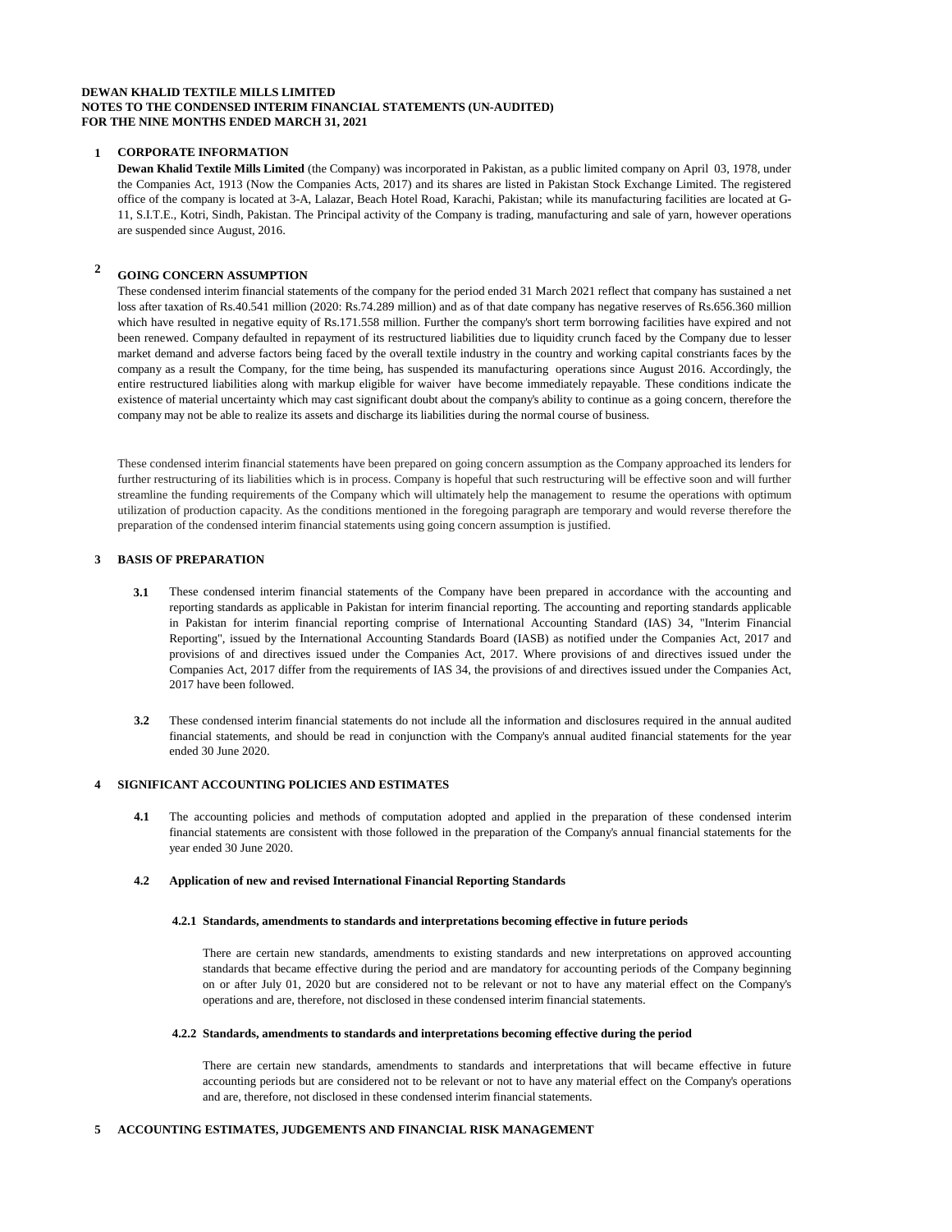**DEWAN KHALID TEXTILE MILLS LIMITED**
**NOTES TO THE CONDENSED INTERIM FINANCIAL STATEMENTS (UN-AUDITED)**
**FOR THE NINE MONTHS ENDED MARCH 31, 2021**

## 1 CORPORATE INFORMATION

**Dewan Khalid Textile Mills Limited** (the Company) was incorporated in Pakistan, as a public limited company on April 03, 1978, under the Companies Act, 1913 (Now the Companies Acts, 2017) and its shares are listed in Pakistan Stock Exchange Limited. The registered office of the company is located at 3-A, Lalazar, Beach Hotel Road, Karachi, Pakistan; while its manufacturing facilities are located at G-11, S.I.T.E., Kotri, Sindh, Pakistan. The Principal activity of the Company is trading, manufacturing and sale of yarn, however operations are suspended since August, 2016.

## 2 GOING CONCERN ASSUMPTION

These condensed interim financial statements of the company for the period ended 31 March 2021 reflect that company has sustained a net loss after taxation of Rs.40.541 million (2020: Rs.74.289 million) and as of that date company has negative reserves of Rs.656.360 million which have resulted in negative equity of Rs.171.558 million. Further the company's short term borrowing facilities have expired and not been renewed. Company defaulted in repayment of its restructured liabilities due to liquidity crunch faced by the Company due to lesser market demand and adverse factors being faced by the overall textile industry in the country and working capital constriants faces by the company as a result the Company, for the time being, has suspended its manufacturing operations since August 2016. Accordingly, the entire restructured liabilities along with markup eligible for waiver have become immediately repayable. These conditions indicate the existence of material uncertainty which may cast significant doubt about the company's ability to continue as a going concern, therefore the company may not be able to realize its assets and discharge its liabilities during the normal course of business.

These condensed interim financial statements have been prepared on going concern assumption as the Company approached its lenders for further restructuring of its liabilities which is in process. Company is hopeful that such restructuring will be effective soon and will further streamline the funding requirements of the Company which will ultimately help the management to resume the operations with optimum utilization of production capacity. As the conditions mentioned in the foregoing paragraph are temporary and would reverse therefore the preparation of the condensed interim financial statements using going concern assumption is justified.

## 3 BASIS OF PREPARATION

**3.1** These condensed interim financial statements of the Company have been prepared in accordance with the accounting and reporting standards as applicable in Pakistan for interim financial reporting. The accounting and reporting standards applicable in Pakistan for interim financial reporting comprise of International Accounting Standard (IAS) 34, "Interim Financial Reporting", issued by the International Accounting Standards Board (IASB) as notified under the Companies Act, 2017 and provisions of and directives issued under the Companies Act, 2017. Where provisions of and directives issued under the Companies Act, 2017 differ from the requirements of IAS 34, the provisions of and directives issued under the Companies Act, 2017 have been followed.

**3.2** These condensed interim financial statements do not include all the information and disclosures required in the annual audited financial statements, and should be read in conjunction with the Company's annual audited financial statements for the year ended 30 June 2020.

## 4 SIGNIFICANT ACCOUNTING POLICIES AND ESTIMATES

**4.1** The accounting policies and methods of computation adopted and applied in the preparation of these condensed interim financial statements are consistent with those followed in the preparation of the Company's annual financial statements for the year ended 30 June 2020.

### 4.2 Application of new and revised International Financial Reporting Standards

#### 4.2.1 Standards, amendments to standards and interpretations becoming effective in future periods

There are certain new standards, amendments to existing standards and new interpretations on approved accounting standards that became effective during the period and are mandatory for accounting periods of the Company beginning on or after July 01, 2020 but are considered not to be relevant or not to have any material effect on the Company's operations and are, therefore, not disclosed in these condensed interim financial statements.

#### 4.2.2 Standards, amendments to standards and interpretations becoming effective during the period

There are certain new standards, amendments to standards and interpretations that will became effective in future accounting periods but are considered not to be relevant or not to have any material effect on the Company's operations and are, therefore, not disclosed in these condensed interim financial statements.

## 5 ACCOUNTING ESTIMATES, JUDGEMENTS AND FINANCIAL RISK MANAGEMENT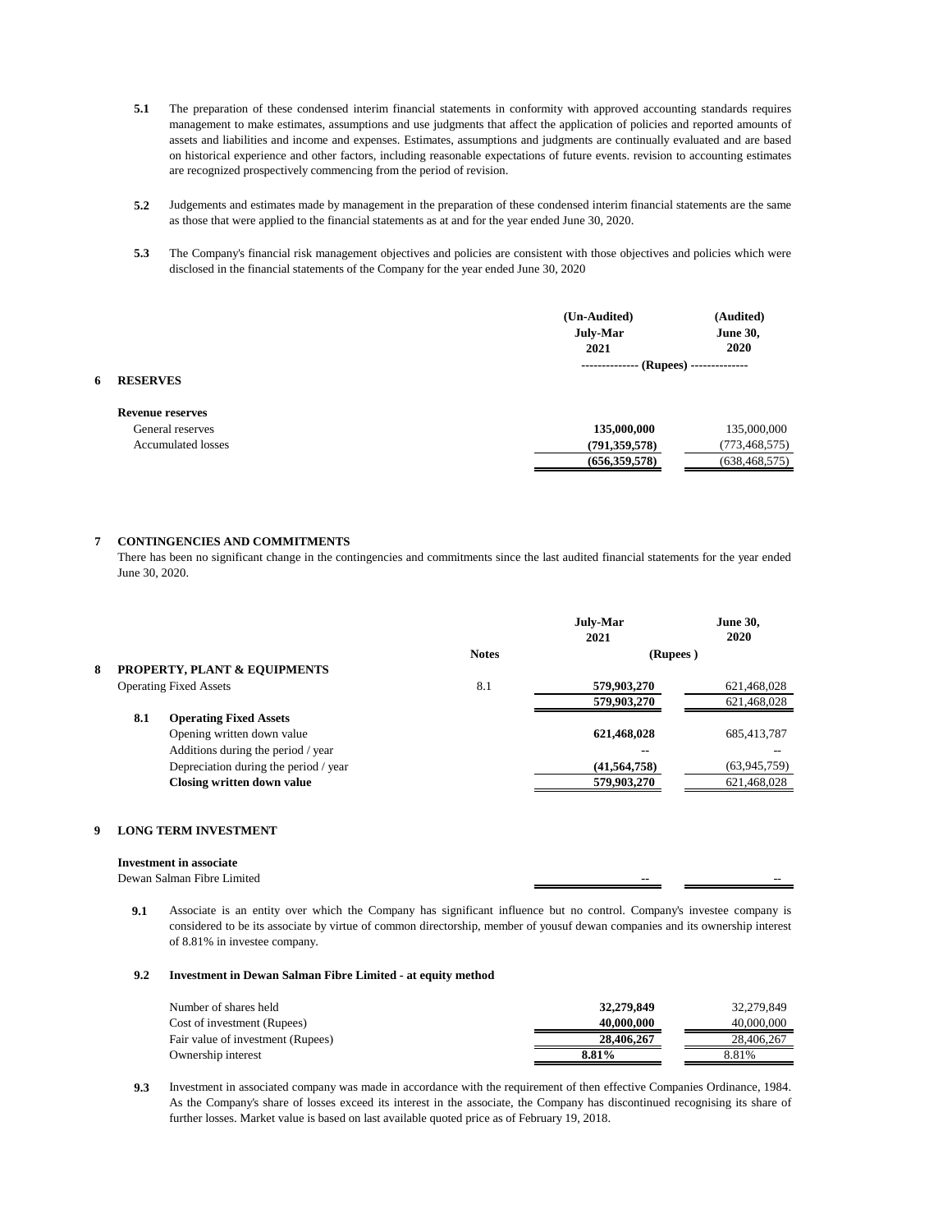**5.1** The preparation of these condensed interim financial statements in conformity with approved accounting standards requires management to make estimates, assumptions and use judgments that affect the application of policies and reported amounts of assets and liabilities and income and expenses. Estimates, assumptions and judgments are continually evaluated and are based on historical experience and other factors, including reasonable expectations of future events. revision to accounting estimates are recognized prospectively commencing from the period of revision.

**5.2** Judgements and estimates made by management in the preparation of these condensed interim financial statements are the same as those that were applied to the financial statements as at and for the year ended June 30, 2020.

**5.3** The Company's financial risk management objectives and policies are consistent with those objectives and policies which were disclosed in the financial statements of the Company for the year ended June 30, 2020

## 6 RESERVES

| | (Un-Audited) July-Mar 2021 | (Audited) June 30, 2020 |
|---|---|---|
| | (Rupees) | |
| **Revenue reserves** | | |
| General reserves | **135,000,000** | 135,000,000 |
| Accumulated losses | **(791,359,578)** | (773,468,575) |
| | **(656,359,578)** | (638,468,575) |

## 7 CONTINGENCIES AND COMMITMENTS

There has been no significant change in the contingencies and commitments since the last audited financial statements for the year ended June 30, 2020.

## 8 PROPERTY, PLANT & EQUIPMENTS

| | Notes | July-Mar 2021 | June 30, 2020 |
|---|---|---|---|
| | | (Rupees) | |
| Operating Fixed Assets | 8.1 | **579,903,270** | 621,468,028 |
| | | **579,903,270** | 621,468,028 |
| **8.1 Operating Fixed Assets** | | | |
| Opening written down value | | **621,468,028** | 685,413,787 |
| Additions during the period / year | | -- | -- |
| Depreciation during the period / year | | **(41,564,758)** | (63,945,759) |
| **Closing written down value** | | **579,903,270** | 621,468,028 |

## 9 LONG TERM INVESTMENT

| | July-Mar 2021 | June 30, 2020 |
|---|---|---|
| **Investment in associate** | | |
| Dewan Salman Fibre Limited | -- | -- |

**9.1** Associate is an entity over which the Company has significant influence but no control. Company's investee company is considered to be its associate by virtue of common directorship, member of yousuf dewan companies and its ownership interest of 8.81% in investee company.

**9.2 Investment in Dewan Salman Fibre Limited - at equity method**

| | July-Mar 2021 | June 30, 2020 |
|---|---|---|
| Number of shares held | **32,279,849** | 32,279,849 |
| Cost of investment (Rupees) | **40,000,000** | 40,000,000 |
| Fair value of investment (Rupees) | **28,406,267** | 28,406,267 |
| Ownership interest | **8.81%** | 8.81% |

**9.3** Investment in associated company was made in accordance with the requirement of then effective Companies Ordinance, 1984. As the Company's share of losses exceed its interest in the associate, the Company has discontinued recognising its share of further losses. Market value is based on last available quoted price as of February 19, 2018.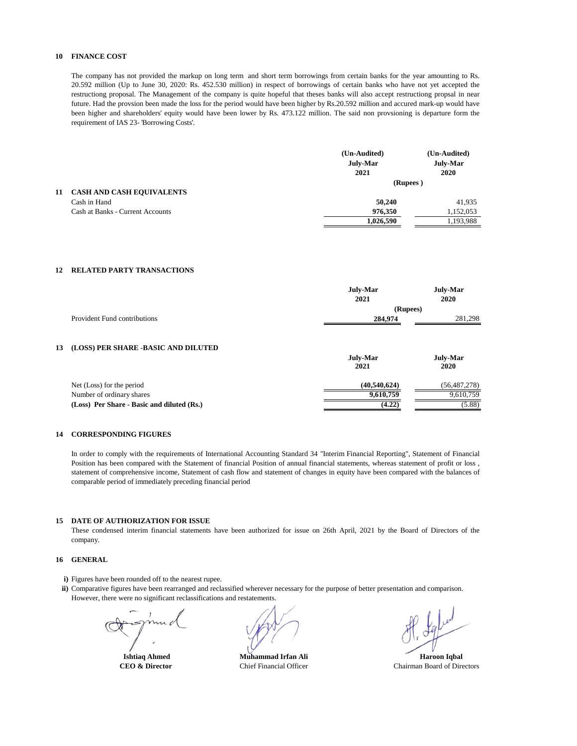## 10 FINANCE COST

The company has not provided the markup on long term and short term borrowings from certain banks for the year amounting to Rs. 20.592 million (Up to June 30, 2020: Rs. 452.530 million) in respect of borrowings of certain banks who have not yet accepted the restructiong proposal. The Management of the company is quite hopeful that theses banks will also accept restructiong propsal in near future. Had the provsion been made the loss for the period would have been higher by Rs.20.592 million and accured mark-up would have been higher and shareholders' equity would have been lower by Rs. 473.122 million. The said non provsioning is departure form the requirement of IAS 23- 'Borrowing Costs'.

## 11 CASH AND CASH EQUIVALENTS

| | (Un-Audited) July-Mar 2021 | (Un-Audited) July-Mar 2020 |
|---|---|---|
| | (Rupees ) | |
| Cash in Hand | **50,240** | 41,935 |
| Cash at Banks - Current Accounts | **976,350** | 1,152,053 |
| | **1,026,590** | 1,193,988 |

## 12 RELATED PARTY TRANSACTIONS

| | July-Mar 2021 | July-Mar 2020 |
|---|---|---|
| | (Rupees) | |
| Provident Fund contributions | **284,974** | 281,298 |

## 13 (LOSS) PER SHARE -BASIC AND DILUTED

| | July-Mar 2021 | July-Mar 2020 |
|---|---|---|
| Net (Loss) for the period | **(40,540,624)** | (56,487,278) |
| Number of ordinary shares | **9,610,759** | 9,610,759 |
| **(Loss) Per Share - Basic and diluted (Rs.)** | **(4.22)** | (5.88) |

## 14 CORRESPONDING FIGURES

In order to comply with the requirements of International Accounting Standard 34 "Interim Financial Reporting", Statement of Financial Position has been compared with the Statement of financial Position of annual financial statements, whereas statement of profit or loss , statement of comprehensive income, Statement of cash flow and statement of changes in equity have been compared with the balances of comparable period of immediately preceding financial period

## 15 DATE OF AUTHORIZATION FOR ISSUE

These condensed interim financial statements have been authorized for issue on 26th April, 2021 by the Board of Directors of the company.

## 16 GENERAL

**i)** Figures have been rounded off to the nearest rupee.

**ii)** Comparative figures have been rearranged and reclassified wherever necessary for the purpose of better presentation and comparison. However, there were no significant reclassifications and restatements.

| **Ishtiaq Ahmed** | **Muhammad Irfan Ali** | **Haroon Iqbal** |
|---|---|---|
| **CEO & Director** | Chief Financial Officer | Chairman Board of Directors |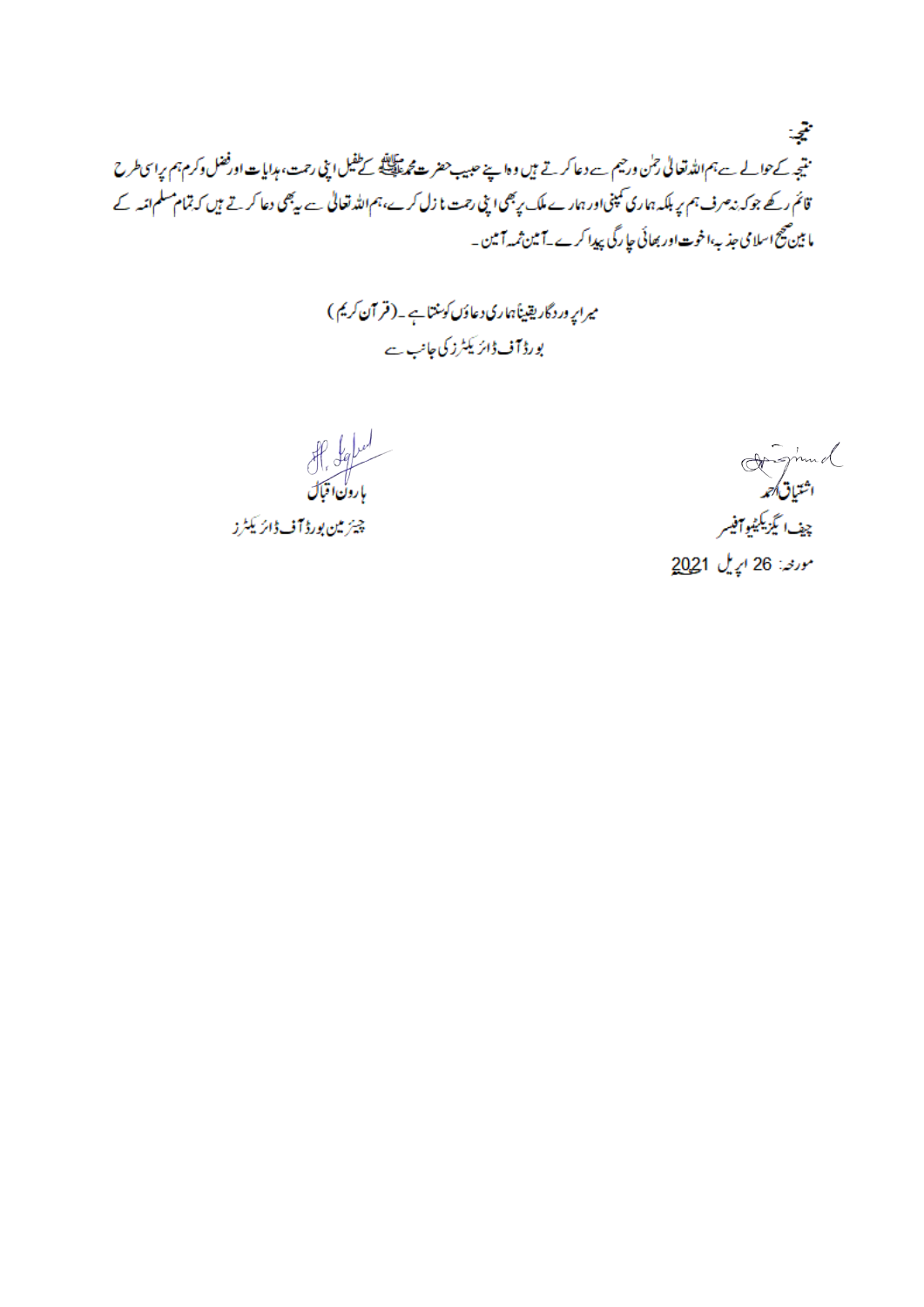## نتیجہ:

نتیجہ کے حوالے سے ہم اللہ تعالیٰ رحمٰن ورحیم سے دعا کرتے ہیں وہ اپنے حبیب حضرت محمد ﷺ کے طفیل اپنی رحمت، ہدایات اور فضل وکرم ہم پر اسی طرح قائم رکھے جو کہ نہ صرف ہم پر بلکہ ہماری کمپنی اور ہمارے ملک پر بھی اپنی رحمت نازل کرے، ہم اللہ تعالیٰ سے یہ بھی دعا کرتے ہیں کہ تمام مسلم امہ کے مابین صحیح اسلامی جذبہ، اخوت اور بھائی چارگی پیدا کرے۔ آمین ثمہ آمین۔

میرا پروردگار یقیناً ہماری دعاؤں کو سنتا ہے۔ (قرآن کریم)

بورڈ آف ڈائریکٹرز کی جانب سے

اشتیاق احمد
چیف ایگزیکیٹو آفیسر
مورخہ: 26 اپریل 2021

ہارون اقبال
چیئرمین بورڈ آف ڈائریکٹرز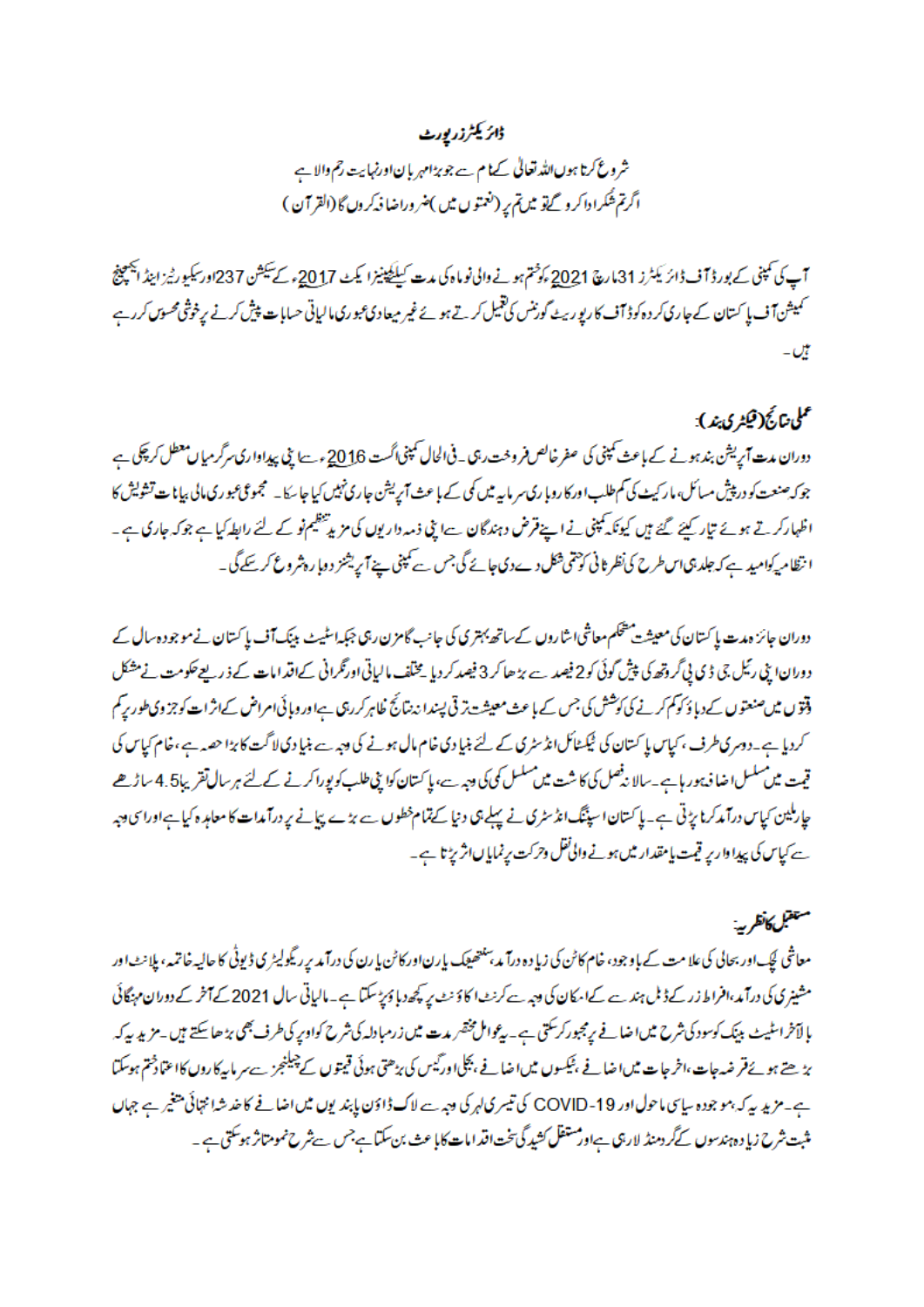# ڈائریکٹرز رپورٹ

شروع کرتا ہوں اللہ تعالیٰ کے نام سے جو بڑا مہربان اور نہایت رحم والا ہے

اگر تم شکر ادا کرو گے تو میں تم پر (نعمتوں میں) ضرور اضافہ کروں گا (القرآن)

آپ کی کمپنی کے بورڈ آف ڈائریکٹرز 31 مارچ 2021ء کو ختم ہونے والی نو ماہ کی مدت کیلئے کمپنیز ایکٹ 2017ء کے سیکشن 237 اور سیکیورٹیز اینڈ ایکسچینج کمیشن آف پاکستان کے جاری کردہ کوڈ آف کارپوریٹ گورننس کی تعمیل کرتے ہوئے غیر میعادی عبوری مالیاتی حسابات پیش کرنے پر خوشی محسوس کر رہے ہیں۔

## عملی نتائج (فیکٹری بند):

دوران مدت آپریشن بند ہونے کے باعث کمپنی کی صفر خالص فروخت رہی۔ فی الحال کمپنی اگست 2016ء سے اپنی پیداواری سرگرمیاں معطل کر چکی ہے جو کہ صنعت کو درپیش مسائل، مارکیٹ کی کم طلب اور کاروباری سرمایہ میں کمی کے باعث آپریشن جاری نہیں کیا جا سکا۔ مجموعی عبوری مالی بیانات تشویش کا اظہار کرتے ہوئے تیار کیئے گئے ہیں کیونکہ کمپنی نے اپنے قرض دہندگان سے اپنی ذمہ داریوں کی مزید تنظیم نو کے لئے رابطہ کیا ہے جو کہ جاری ہے۔ انتظامیہ کو امید ہے کہ جلد ہی اس طرح کی نظر ثانی کو حتمی شکل دے دی جائے گی جس سے کمپنی اپنے آپریشنز دوبارہ شروع کر سکے گی۔

دوران جائزہ مدت پاکستان کی معیشت مستحکم معاشی اشاروں کے ساتھ بہتری کی جانب گامزن رہی جبکہ اسٹیٹ بینک آف پاکستان نے موجودہ سال کے دوران اپنی رئیل جی ڈی پی گروتھ کی پیش گوئی کو 2 فیصد سے بڑھا کر 3 فیصد کر دیا۔ مختلف مالیاتی اور نگرانی کے اقدامات کے ذریعے حکومت نے مشکل وقتوں میں صنعتوں کے دباؤ کو کم کرنے کی کوشش کی جس کے باعث معیشت ترقی پسندانہ نتائج ظاہر کر رہی ہے اور وبائی امراض کے اثرات کو جزوی طور پر کم کر دیا ہے۔ دوسری طرف، کپاس پاکستان کی ٹیکسٹائل انڈسٹری کے لئے بنیادی خام مال ہونے کی وجہ سے بنیادی لاگت کا بڑا حصہ ہے، خام کپاس کی قیمت میں مسلسل اضافہ ہو رہا ہے۔ سالانہ فصل کی کاشت میں مسلسل کمی کی وجہ سے، پاکستان کو اپنی طلب کو پورا کرنے کے لئے ہر سال تقریباً 4.5 ساڑھے چار ملین کپاس درآمد کرنا پڑتی ہے۔ پاکستان اسپننگ انڈسٹری نے پہلے ہی دنیا کے تمام خطوں سے بڑے پیمانے پر درآمدات کا معاہدہ کیا ہے اور اسی وجہ سے کپاس کی پیداوار پر قیمت یا مقدار میں ہونے والی نقل و حرکت پر نمایاں اثر پڑتا ہے۔

## مستقبل کا نظریہ:

معاشی لچک اور بحالی کی علامت کے باوجود، خام کاٹن کی زیادہ درآمد، سنتھیٹک یارن اور کاٹن یارن کی درآمد پر ریگولیٹری ڈیوٹی کا حالیہ خاتمہ، پلانٹ اور مشینری کی درآمد، افراط زر کے ڈبل ہندسے کے امکان کی وجہ سے کرنٹ اکاؤنٹ پر کچھ دباؤ پڑ سکتا ہے۔ مالیاتی سال 2021 کے آخر کے دوران مہنگائی بالآخر اسٹیٹ بینک کو سود کی شرح میں اضافے پر مجبور کر سکتی ہے۔ یہ عوامل مختصر مدت میں زر مبادلہ کی شرح کو اوپر کی طرف بھی بڑھا سکتے ہیں۔ مزید یہ کہ بڑھتے ہوئے قرضہ جات، اخراجات میں اضافہ، ٹیکسوں میں اضافے، بجلی اور گیس کی بڑھتی ہوئی قیمتوں کے چیلنجز سے سرمایہ کاروں کا اعتماد ختم ہو سکتا ہے۔ مزید یہ کہ، موجودہ سیاسی ماحول اور COVID-19 کی تیسری لہر کی وجہ سے لاک ڈاؤن پابندیوں میں اضافے کا خدشہ انتہائی متغیر ہے جہاں مثبت شرح زیادہ دہندسوں کے گردمنڈ لا رہی ہے اور مستقل کشیدگی سخت اقدامات کا باعث بن سکتا ہے جس سے شرح نمو متاثر ہو سکتی ہے۔